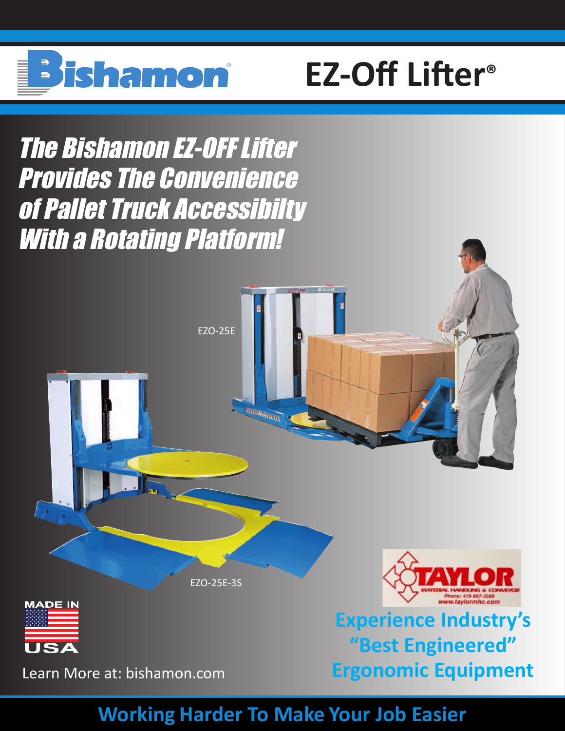Bishamon®

# EZ-Off Lifter®

## *The Bishamon EZ-OFF Lifter Provides The Convenience of Pallet Truck Accessibilty With a Rotating Platform!*

EZO-25E

EZO-25E-3S

MADE IN USA

TAYLOR MATERIAL HANDLING & CONVEYOR
Phone: 419-867-3560
www.taylormhc.com

**Experience Industry's "Best Engineered" Ergonomic Equipment**

Learn More at: bishamon.com

**Working Harder To Make Your Job Easier**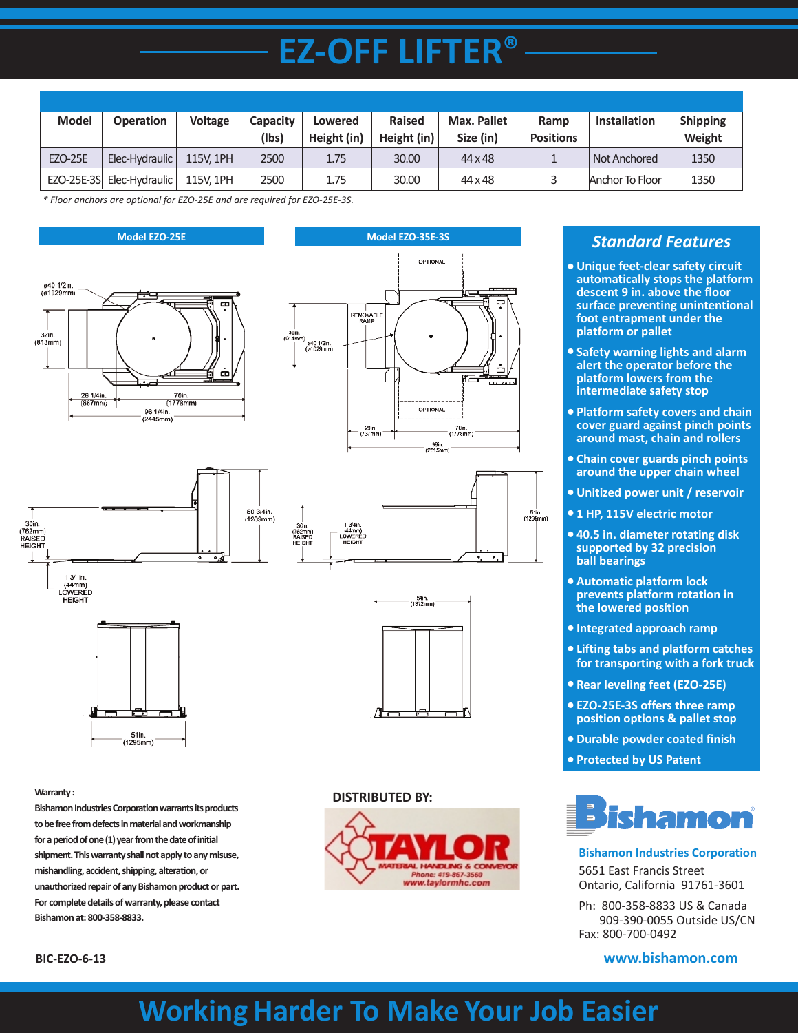# EZ-OFF LIFTER®

| Model | Operation | Voltage | Capacity (lbs) | Lowered Height (in) | Raised Height (in) | Max. Pallet Size (in) | Ramp Positions | Installation | Shipping Weight |
|---|---|---|---|---|---|---|---|---|---|
| EZO-25E | Elec-Hydraulic | 115V, 1PH | 2500 | 1.75 | 30.00 | 44 x 48 | 1 | Not Anchored | 1350 |
| EZO-25E-3S | Elec-Hydraulic | 115V, 1PH | 2500 | 1.75 | 30.00 | 44 x 48 | 3 | Anchor To Floor | 1350 |

*\* Floor anchors are optional for EZO-25E and are required for EZO-25E-3S.*

**Model EZO-25E**

ø40 1/2in. (ø1029mm)
32in. (813mm)
26 1/4in. (667mm)
70in. (1778mm)
96 1/4in. (2445mm)
30in. (762mm) RAISED HEIGHT
50 3/4in. (1289mm)
1 3/4 in. (44mm) LOWERED HEIGHT
51in. (1295mm)

**Model EZO-35E-3S**

OPTIONAL
REMOVABLE RAMP
36in. (914mm)
ø40 1/2in. (ø1029mm)
OPTIONAL
29in. (737mm)
70in. (1778mm)
99in. (2515mm)
30in. (762mm) RAISED HEIGHT
1 3/4in. (44mm) LOWERED HEIGHT
51in. (1295mm)
54in. (1372mm)

## Standard Features

- **Unique feet-clear safety circuit automatically stops the platform descent 9 in. above the floor surface preventing unintentional foot entrapment under the platform or pallet**
- **Safety warning lights and alarm alert the operator before the platform lowers from the intermediate safety stop**
- **Platform safety covers and chain cover guard against pinch points around mast, chain and rollers**
- **Chain cover guards pinch points around the upper chain wheel**
- **Unitized power unit / reservoir**
- **1 HP, 115V electric motor**
- **40.5 in. diameter rotating disk supported by 32 precision ball bearings**
- **Automatic platform lock prevents platform rotation in the lowered position**
- **Integrated approach ramp**
- **Lifting tabs and platform catches for transporting with a fork truck**
- **Rear leveling feet (EZO-25E)**
- **EZO-25E-3S offers three ramp position options & pallet stop**
- **Durable powder coated finish**
- **Protected by US Patent**

**Warranty:**
**Bishamon Industries Corporation warrants its products to be free from defects in material and workmanship for a period of one (1) year from the date of initial shipment. This warranty shall not apply to any misuse, mishandling, accident, shipping, alteration, or unauthorized repair of any Bishamon product or part. For complete details of warranty, please contact Bishamon at: 800-358-8833.**

**DISTRIBUTED BY:**

TAYLOR
MATERIAL HANDLING & CONVEYOR
Phone: 419-867-3560
www.taylormhc.com

Bishamon®

**Bishamon Industries Corporation**
5651 East Francis Street
Ontario, California 91761-3601

Ph: 800-358-8833 US & Canada
909-390-0055 Outside US/CN
Fax: 800-700-0492

**www.bishamon.com**

**BIC-EZO-6-13**

## Working Harder To Make Your Job Easier